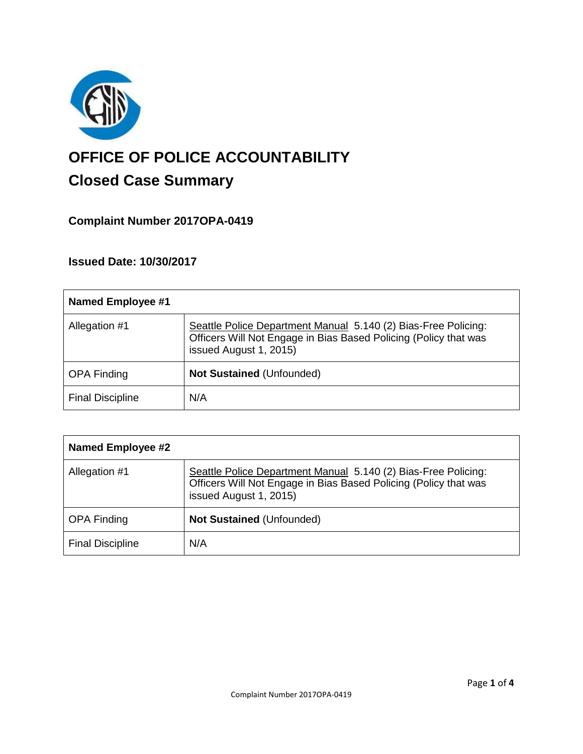# OFFICE OF POLICE ACCOUNTABILITY

## Closed Case Summary

### Complaint Number 2017OPA-0419

### Issued Date: 10/30/2017

| **Named Employee #1** | |
|---|---|
| Allegation #1 | Seattle Police Department Manual 5.140 (2) Bias-Free Policing: Officers Will Not Engage in Bias Based Policing (Policy that was issued August 1, 2015) |
| OPA Finding | **Not Sustained** (Unfounded) |
| Final Discipline | N/A |

| **Named Employee #2** | |
|---|---|
| Allegation #1 | Seattle Police Department Manual 5.140 (2) Bias-Free Policing: Officers Will Not Engage in Bias Based Policing (Policy that was issued August 1, 2015) |
| OPA Finding | **Not Sustained** (Unfounded) |
| Final Discipline | N/A |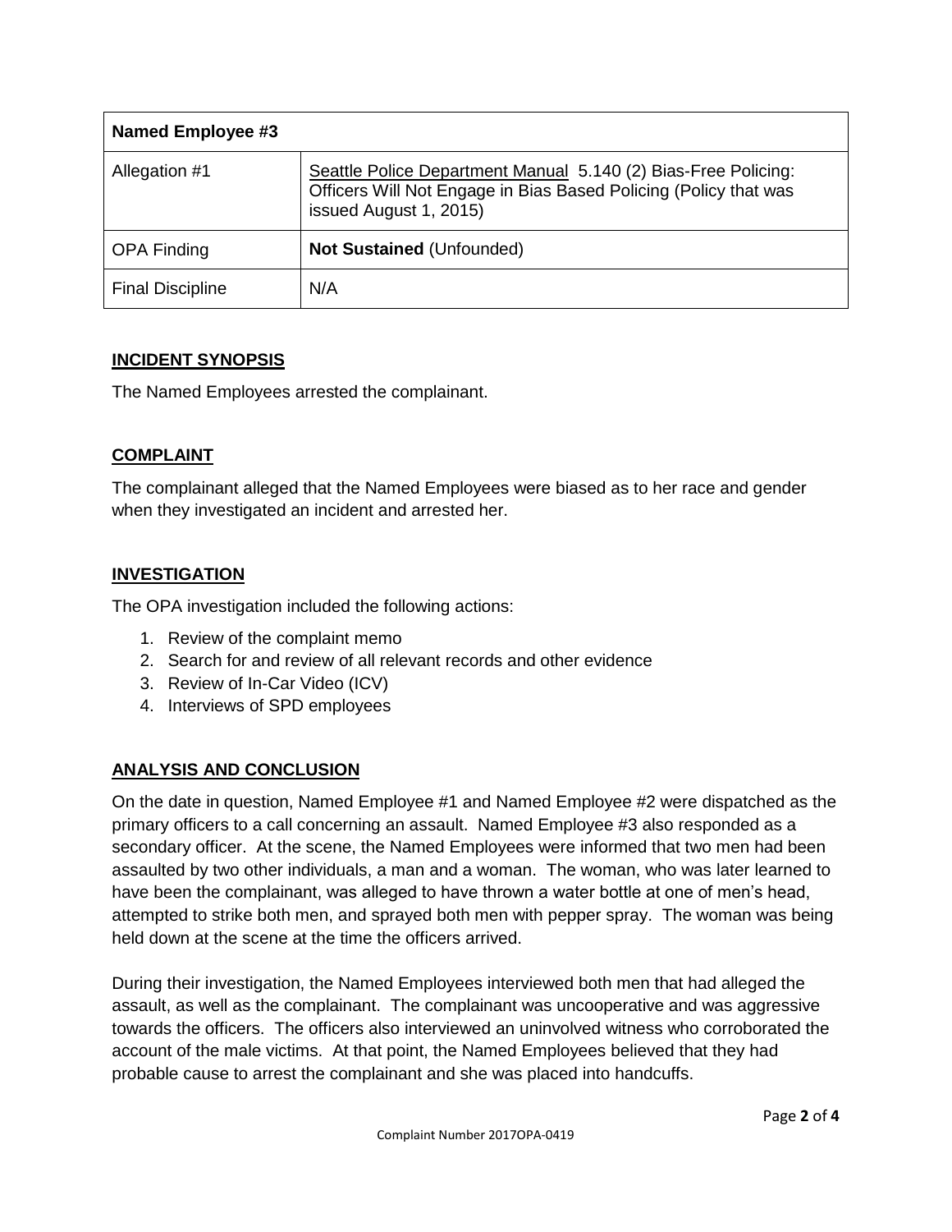| Named Employee #3 | |
|---|---|
| Allegation #1 | Seattle Police Department Manual 5.140 (2) Bias-Free Policing: Officers Will Not Engage in Bias Based Policing (Policy that was issued August 1, 2015) |
| OPA Finding | **Not Sustained** (Unfounded) |
| Final Discipline | N/A |

## INCIDENT SYNOPSIS

The Named Employees arrested the complainant.

## COMPLAINT

The complainant alleged that the Named Employees were biased as to her race and gender when they investigated an incident and arrested her.

## INVESTIGATION

The OPA investigation included the following actions:

1. Review of the complaint memo
2. Search for and review of all relevant records and other evidence
3. Review of In-Car Video (ICV)
4. Interviews of SPD employees

## ANALYSIS AND CONCLUSION

On the date in question, Named Employee #1 and Named Employee #2 were dispatched as the primary officers to a call concerning an assault. Named Employee #3 also responded as a secondary officer. At the scene, the Named Employees were informed that two men had been assaulted by two other individuals, a man and a woman. The woman, who was later learned to have been the complainant, was alleged to have thrown a water bottle at one of men's head, attempted to strike both men, and sprayed both men with pepper spray. The woman was being held down at the scene at the time the officers arrived.

During their investigation, the Named Employees interviewed both men that had alleged the assault, as well as the complainant. The complainant was uncooperative and was aggressive towards the officers. The officers also interviewed an uninvolved witness who corroborated the account of the male victims. At that point, the Named Employees believed that they had probable cause to arrest the complainant and she was placed into handcuffs.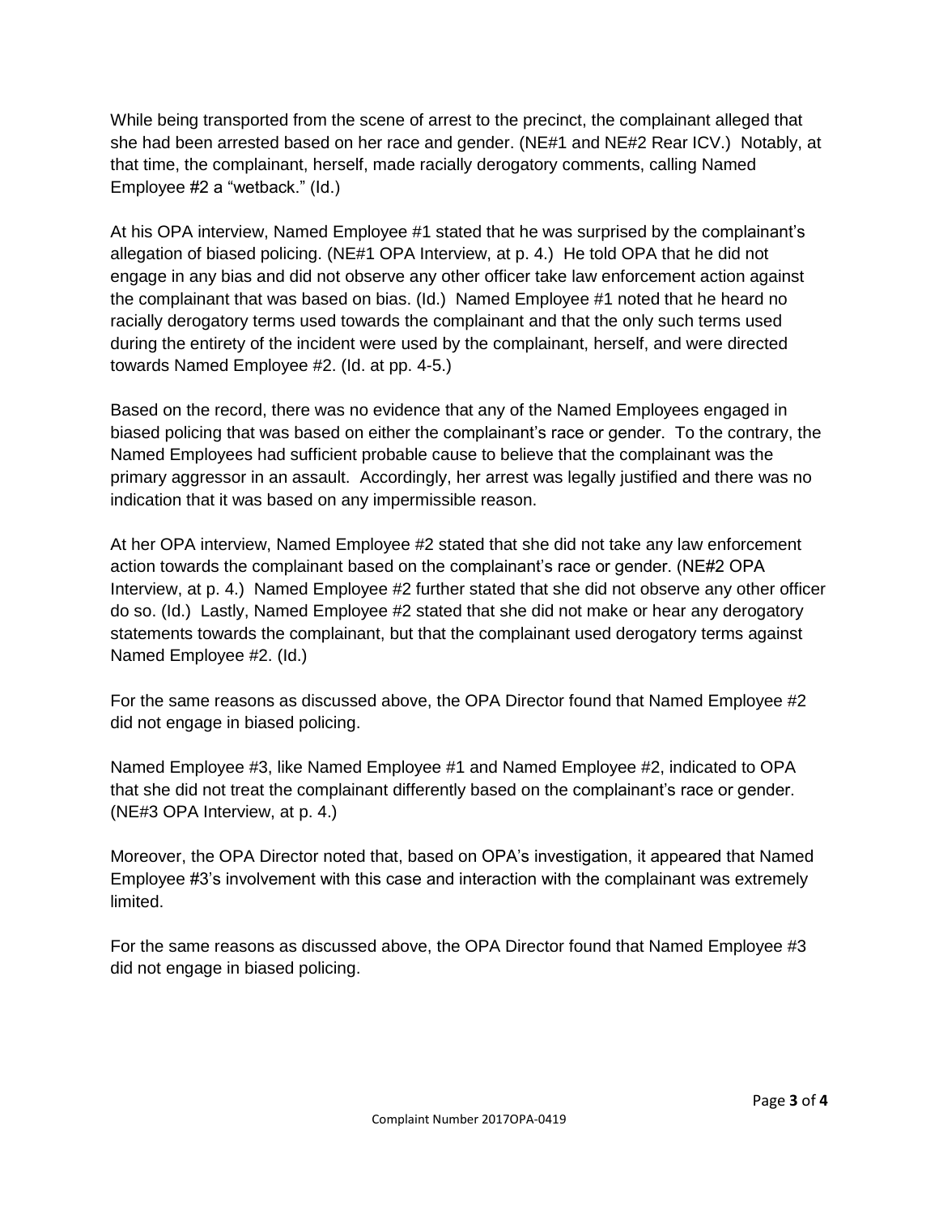While being transported from the scene of arrest to the precinct, the complainant alleged that she had been arrested based on her race and gender. (NE#1 and NE#2 Rear ICV.) Notably, at that time, the complainant, herself, made racially derogatory comments, calling Named Employee #2 a "wetback." (Id.)

At his OPA interview, Named Employee #1 stated that he was surprised by the complainant's allegation of biased policing. (NE#1 OPA Interview, at p. 4.) He told OPA that he did not engage in any bias and did not observe any other officer take law enforcement action against the complainant that was based on bias. (Id.) Named Employee #1 noted that he heard no racially derogatory terms used towards the complainant and that the only such terms used during the entirety of the incident were used by the complainant, herself, and were directed towards Named Employee #2. (Id. at pp. 4-5.)

Based on the record, there was no evidence that any of the Named Employees engaged in biased policing that was based on either the complainant's race or gender. To the contrary, the Named Employees had sufficient probable cause to believe that the complainant was the primary aggressor in an assault. Accordingly, her arrest was legally justified and there was no indication that it was based on any impermissible reason.

At her OPA interview, Named Employee #2 stated that she did not take any law enforcement action towards the complainant based on the complainant's race or gender. (NE#2 OPA Interview, at p. 4.) Named Employee #2 further stated that she did not observe any other officer do so. (Id.) Lastly, Named Employee #2 stated that she did not make or hear any derogatory statements towards the complainant, but that the complainant used derogatory terms against Named Employee #2. (Id.)

For the same reasons as discussed above, the OPA Director found that Named Employee #2 did not engage in biased policing.

Named Employee #3, like Named Employee #1 and Named Employee #2, indicated to OPA that she did not treat the complainant differently based on the complainant's race or gender. (NE#3 OPA Interview, at p. 4.)

Moreover, the OPA Director noted that, based on OPA's investigation, it appeared that Named Employee #3's involvement with this case and interaction with the complainant was extremely limited.

For the same reasons as discussed above, the OPA Director found that Named Employee #3 did not engage in biased policing.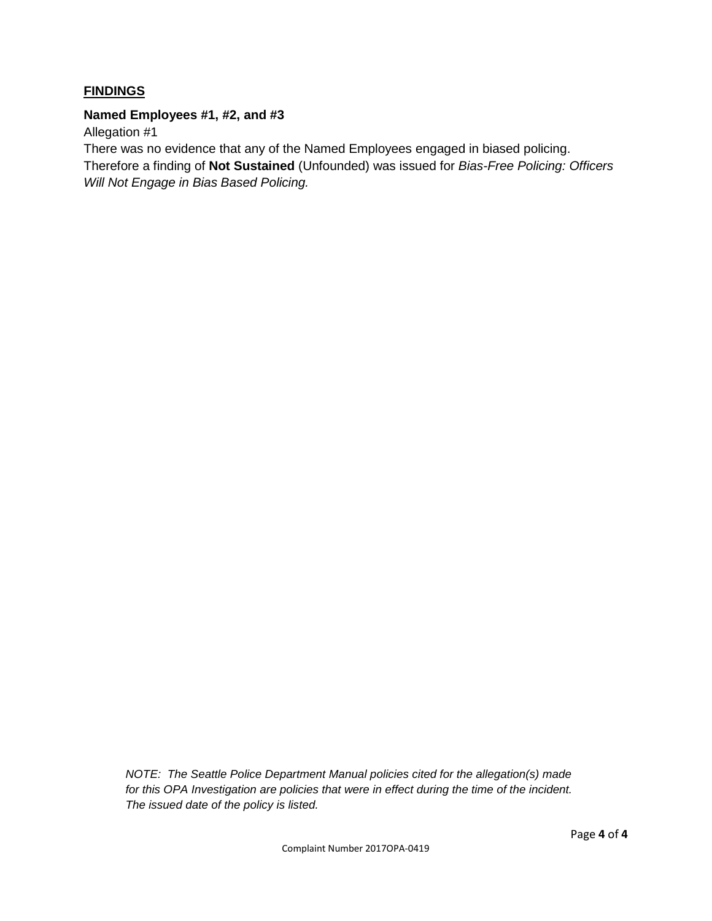## FINDINGS

**Named Employees #1, #2, and #3**

Allegation #1

There was no evidence that any of the Named Employees engaged in biased policing. Therefore a finding of **Not Sustained** (Unfounded) was issued for *Bias-Free Policing: Officers Will Not Engage in Bias Based Policing.*

*NOTE: The Seattle Police Department Manual policies cited for the allegation(s) made for this OPA Investigation are policies that were in effect during the time of the incident. The issued date of the policy is listed.*

Complaint Number 2017OPA-0419